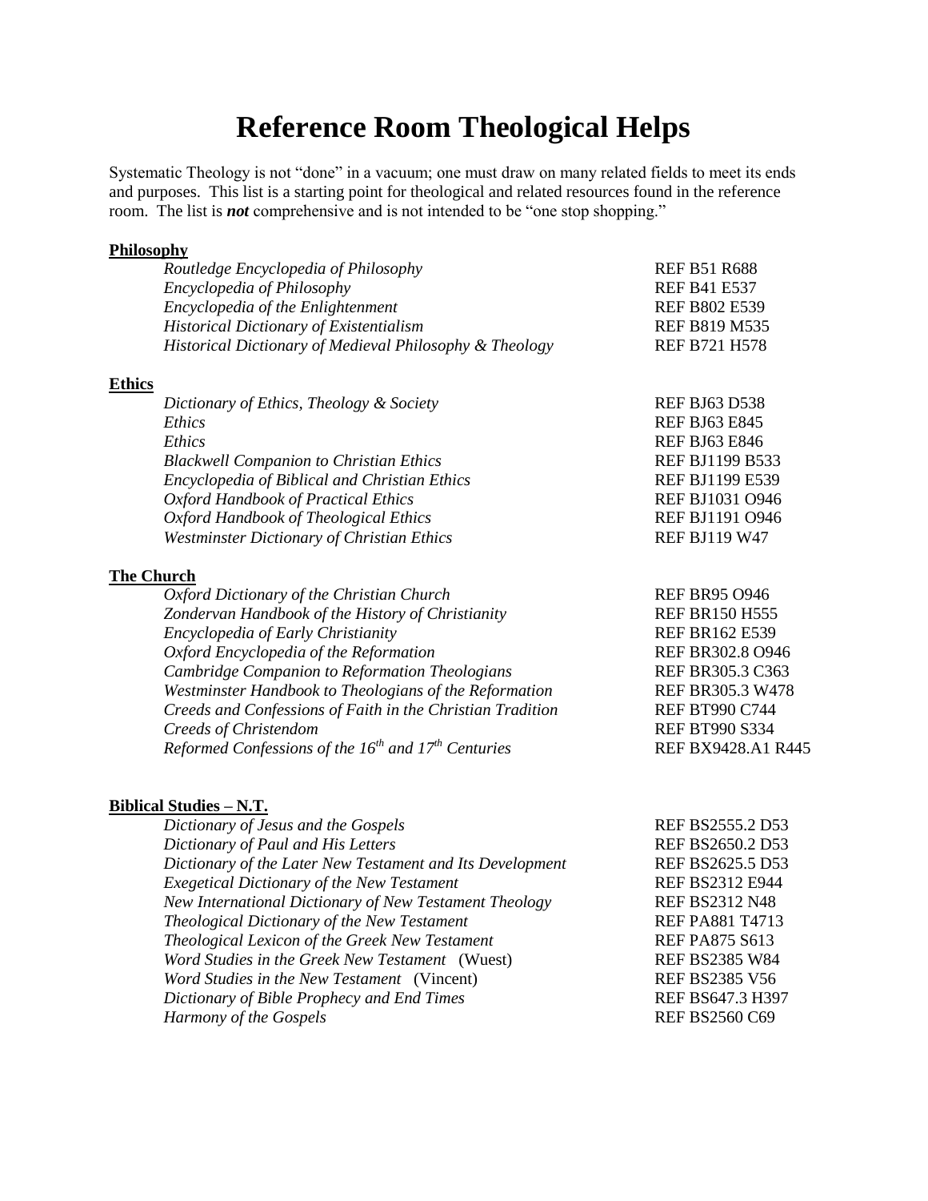# Reference Room Theological Helps

Systematic Theology is not "done" in a vacuum; one must draw on many related fields to meet its ends and purposes. This list is a starting point for theological and related resources found in the reference room. The list is ***not*** comprehensive and is not intended to be "one stop shopping."

## Philosophy

| | |
|---|---|
| *Routledge Encyclopedia of Philosophy* | REF B51 R688 |
| *Encyclopedia of Philosophy* | REF B41 E537 |
| *Encyclopedia of the Enlightenment* | REF B802 E539 |
| *Historical Dictionary of Existentialism* | REF B819 M535 |
| *Historical Dictionary of Medieval Philosophy & Theology* | REF B721 H578 |

## Ethics

| | |
|---|---|
| *Dictionary of Ethics, Theology & Society* | REF BJ63 D538 |
| *Ethics* | REF BJ63 E845 |
| *Ethics* | REF BJ63 E846 |
| *Blackwell Companion to Christian Ethics* | REF BJ1199 B533 |
| *Encyclopedia of Biblical and Christian Ethics* | REF BJ1199 E539 |
| *Oxford Handbook of Practical Ethics* | REF BJ1031 O946 |
| *Oxford Handbook of Theological Ethics* | REF BJ1191 O946 |
| *Westminster Dictionary of Christian Ethics* | REF BJ119 W47 |

## The Church

| | |
|---|---|
| *Oxford Dictionary of the Christian Church* | REF BR95 O946 |
| *Zondervan Handbook of the History of Christianity* | REF BR150 H555 |
| *Encyclopedia of Early Christianity* | REF BR162 E539 |
| *Oxford Encyclopedia of the Reformation* | REF BR302.8 O946 |
| *Cambridge Companion to Reformation Theologians* | REF BR305.3 C363 |
| *Westminster Handbook to Theologians of the Reformation* | REF BR305.3 W478 |
| *Creeds and Confessions of Faith in the Christian Tradition* | REF BT990 C744 |
| *Creeds of Christendom* | REF BT990 S334 |
| *Reformed Confessions of the 16th and 17th Centuries* | REF BX9428.A1 R445 |

## Biblical Studies – N.T.

| | |
|---|---|
| *Dictionary of Jesus and the Gospels* | REF BS2555.2 D53 |
| *Dictionary of Paul and His Letters* | REF BS2650.2 D53 |
| *Dictionary of the Later New Testament and Its Development* | REF BS2625.5 D53 |
| *Exegetical Dictionary of the New Testament* | REF BS2312 E944 |
| *New International Dictionary of New Testament Theology* | REF BS2312 N48 |
| *Theological Dictionary of the New Testament* | REF PA881 T4713 |
| *Theological Lexicon of the Greek New Testament* | REF PA875 S613 |
| *Word Studies in the Greek New Testament* (Wuest) | REF BS2385 W84 |
| *Word Studies in the New Testament* (Vincent) | REF BS2385 V56 |
| *Dictionary of Bible Prophecy and End Times* | REF BS647.3 H397 |
| *Harmony of the Gospels* | REF BS2560 C69 |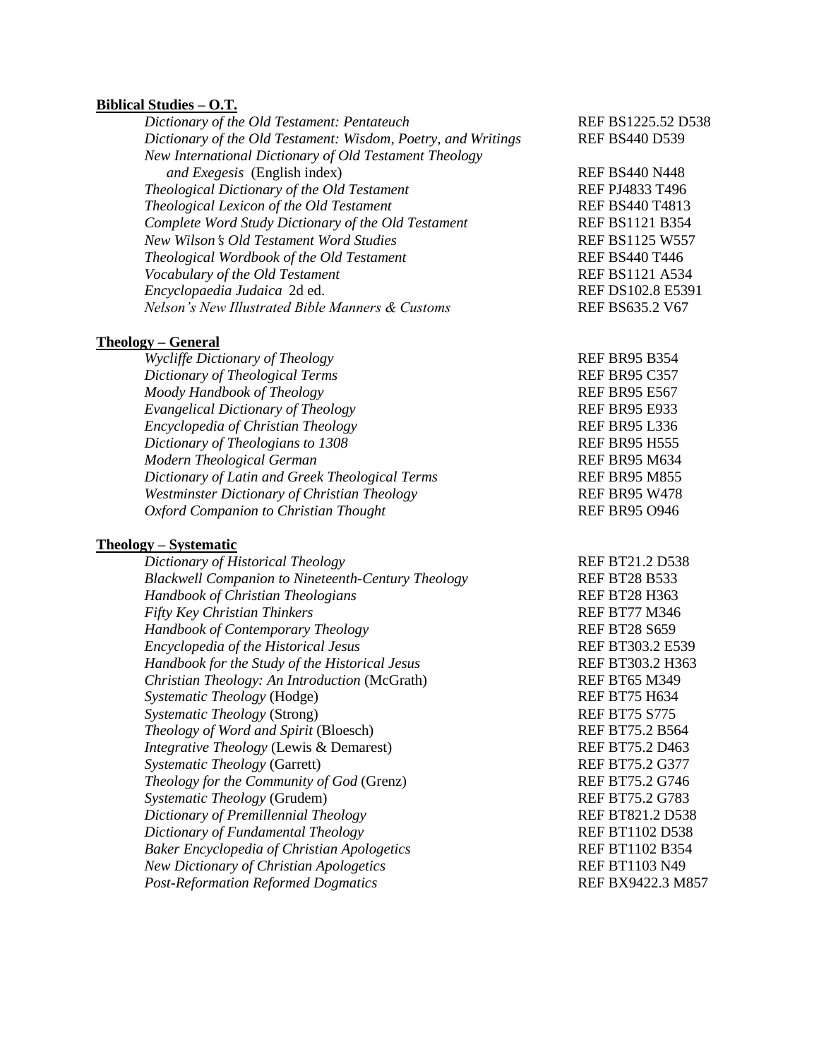**Biblical Studies – O.T.**

| | |
|---|---|
| *Dictionary of the Old Testament: Pentateuch* | REF BS1225.52 D538 |
| *Dictionary of the Old Testament: Wisdom, Poetry, and Writings* | REF BS440 D539 |
| *New International Dictionary of Old Testament Theology and Exegesis* (English index) | REF BS440 N448 |
| *Theological Dictionary of the Old Testament* | REF PJ4833 T496 |
| *Theological Lexicon of the Old Testament* | REF BS440 T4813 |
| *Complete Word Study Dictionary of the Old Testament* | REF BS1121 B354 |
| *New Wilson's Old Testament Word Studies* | REF BS1125 W557 |
| *Theological Wordbook of the Old Testament* | REF BS440 T446 |
| *Vocabulary of the Old Testament* | REF BS1121 A534 |
| *Encyclopaedia Judaica* 2d ed. | REF DS102.8 E5391 |
| *Nelson's New Illustrated Bible Manners & Customs* | REF BS635.2 V67 |

**Theology – General**

| | |
|---|---|
| *Wycliffe Dictionary of Theology* | REF BR95 B354 |
| *Dictionary of Theological Terms* | REF BR95 C357 |
| *Moody Handbook of Theology* | REF BR95 E567 |
| *Evangelical Dictionary of Theology* | REF BR95 E933 |
| *Encyclopedia of Christian Theology* | REF BR95 L336 |
| *Dictionary of Theologians to 1308* | REF BR95 H555 |
| *Modern Theological German* | REF BR95 M634 |
| *Dictionary of Latin and Greek Theological Terms* | REF BR95 M855 |
| *Westminster Dictionary of Christian Theology* | REF BR95 W478 |
| *Oxford Companion to Christian Thought* | REF BR95 O946 |

**Theology – Systematic**

| | |
|---|---|
| *Dictionary of Historical Theology* | REF BT21.2 D538 |
| *Blackwell Companion to Nineteenth-Century Theology* | REF BT28 B533 |
| *Handbook of Christian Theologians* | REF BT28 H363 |
| *Fifty Key Christian Thinkers* | REF BT77 M346 |
| *Handbook of Contemporary Theology* | REF BT28 S659 |
| *Encyclopedia of the Historical Jesus* | REF BT303.2 E539 |
| *Handbook for the Study of the Historical Jesus* | REF BT303.2 H363 |
| *Christian Theology: An Introduction* (McGrath) | REF BT65 M349 |
| *Systematic Theology* (Hodge) | REF BT75 H634 |
| *Systematic Theology* (Strong) | REF BT75 S775 |
| *Theology of Word and Spirit* (Bloesch) | REF BT75.2 B564 |
| *Integrative Theology* (Lewis & Demarest) | REF BT75.2 D463 |
| *Systematic Theology* (Garrett) | REF BT75.2 G377 |
| *Theology for the Community of God* (Grenz) | REF BT75.2 G746 |
| *Systematic Theology* (Grudem) | REF BT75.2 G783 |
| *Dictionary of Premillennial Theology* | REF BT821.2 D538 |
| *Dictionary of Fundamental Theology* | REF BT1102 D538 |
| *Baker Encyclopedia of Christian Apologetics* | REF BT1102 B354 |
| *New Dictionary of Christian Apologetics* | REF BT1103 N49 |
| *Post-Reformation Reformed Dogmatics* | REF BX9422.3 M857 |